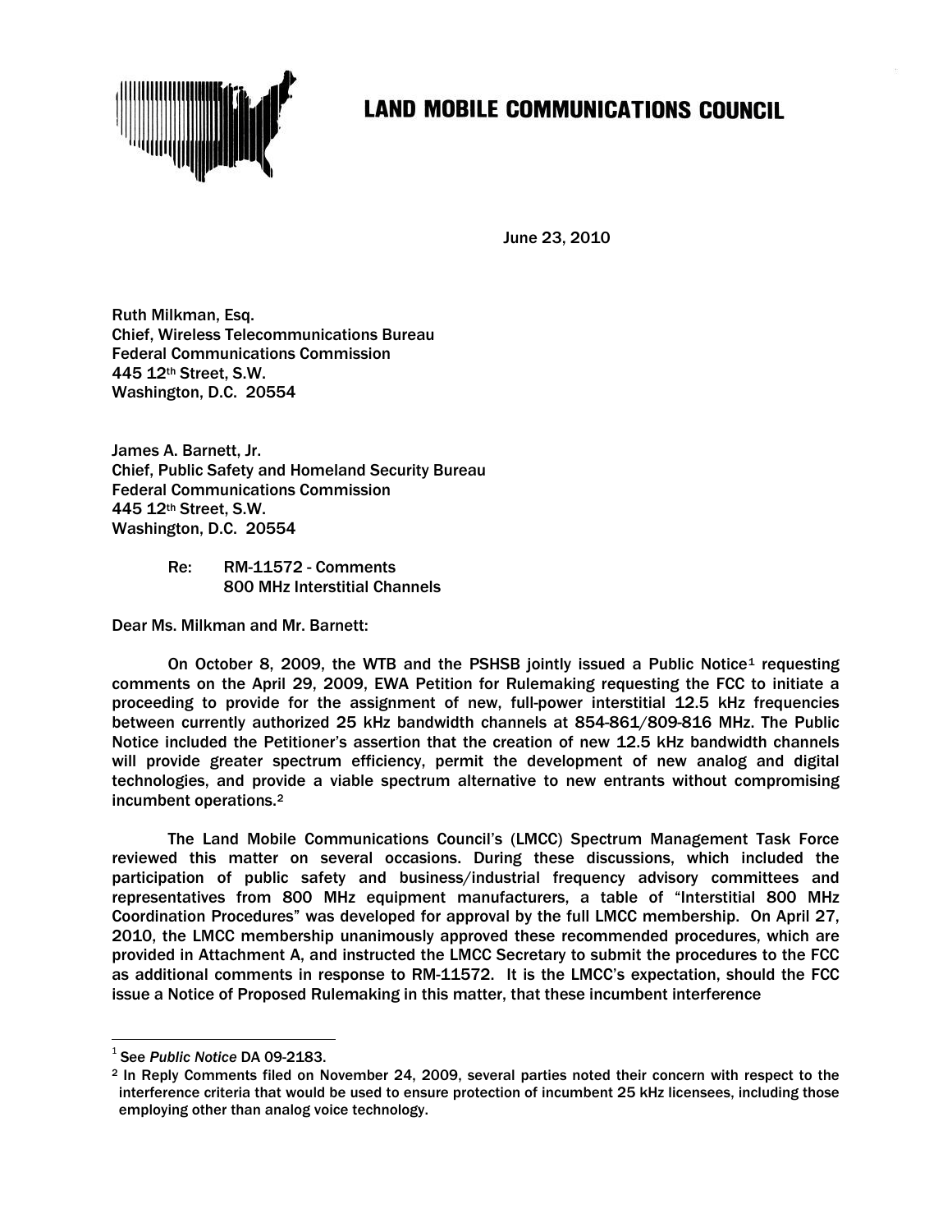# LAND MOBILE COMMUNICATIONS COUNCIL

June 23, 2010

Ruth Milkman, Esq.
Chief, Wireless Telecommunications Bureau
Federal Communications Commission
445 12th Street, S.W.
Washington, D.C. 20554

James A. Barnett, Jr.
Chief, Public Safety and Homeland Security Bureau
Federal Communications Commission
445 12th Street, S.W.
Washington, D.C. 20554

Re: RM-11572 - Comments
800 MHz Interstitial Channels

Dear Ms. Milkman and Mr. Barnett:

On October 8, 2009, the WTB and the PSHSB jointly issued a Public Notice[1] requesting comments on the April 29, 2009, EWA Petition for Rulemaking requesting the FCC to initiate a proceeding to provide for the assignment of new, full-power interstitial 12.5 kHz frequencies between currently authorized 25 kHz bandwidth channels at 854-861/809-816 MHz. The Public Notice included the Petitioner's assertion that the creation of new 12.5 kHz bandwidth channels will provide greater spectrum efficiency, permit the development of new analog and digital technologies, and provide a viable spectrum alternative to new entrants without compromising incumbent operations.[2]

The Land Mobile Communications Council's (LMCC) Spectrum Management Task Force reviewed this matter on several occasions. During these discussions, which included the participation of public safety and business/industrial frequency advisory committees and representatives from 800 MHz equipment manufacturers, a table of "Interstitial 800 MHz Coordination Procedures" was developed for approval by the full LMCC membership. On April 27, 2010, the LMCC membership unanimously approved these recommended procedures, which are provided in Attachment A, and instructed the LMCC Secretary to submit the procedures to the FCC as additional comments in response to RM-11572. It is the LMCC's expectation, should the FCC issue a Notice of Proposed Rulemaking in this matter, that these incumbent interference

[1] See *Public Notice* DA 09-2183.

[2] In Reply Comments filed on November 24, 2009, several parties noted their concern with respect to the interference criteria that would be used to ensure protection of incumbent 25 kHz licensees, including those employing other than analog voice technology.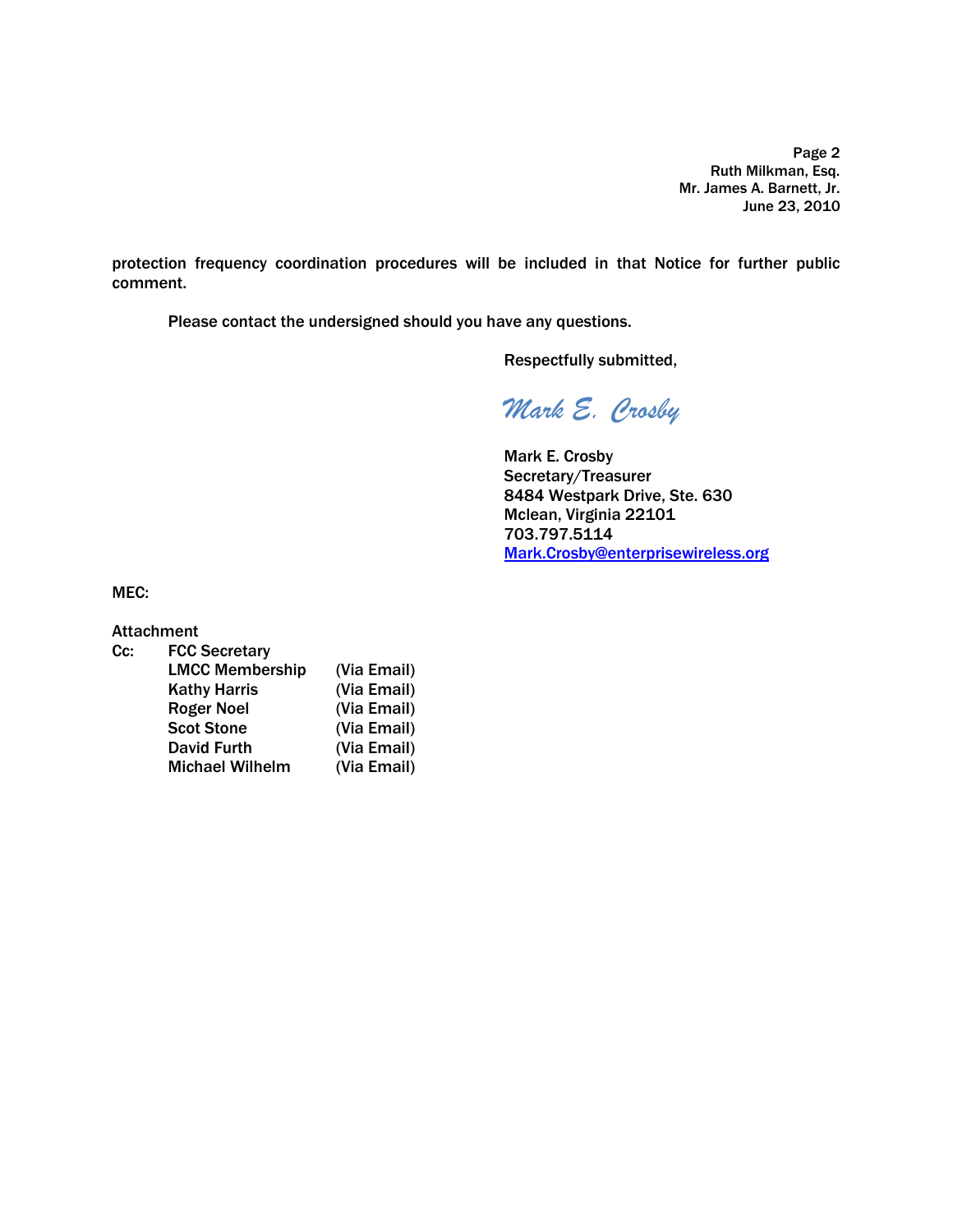protection frequency coordination procedures will be included in that Notice for further public comment.

Please contact the undersigned should you have any questions.

Respectfully submitted,

*Mark E. Crosby*

Mark E. Crosby
Secretary/Treasurer
8484 Westpark Drive, Ste. 630
Mclean, Virginia 22101
703.797.5114
Mark.Crosby@enterprisewireless.org

MEC:

Attachment

Cc: FCC Secretary

| | |
|---|---|
| LMCC Membership | (Via Email) |
| Kathy Harris | (Via Email) |
| Roger Noel | (Via Email) |
| Scot Stone | (Via Email) |
| David Furth | (Via Email) |
| Michael Wilhelm | (Via Email) |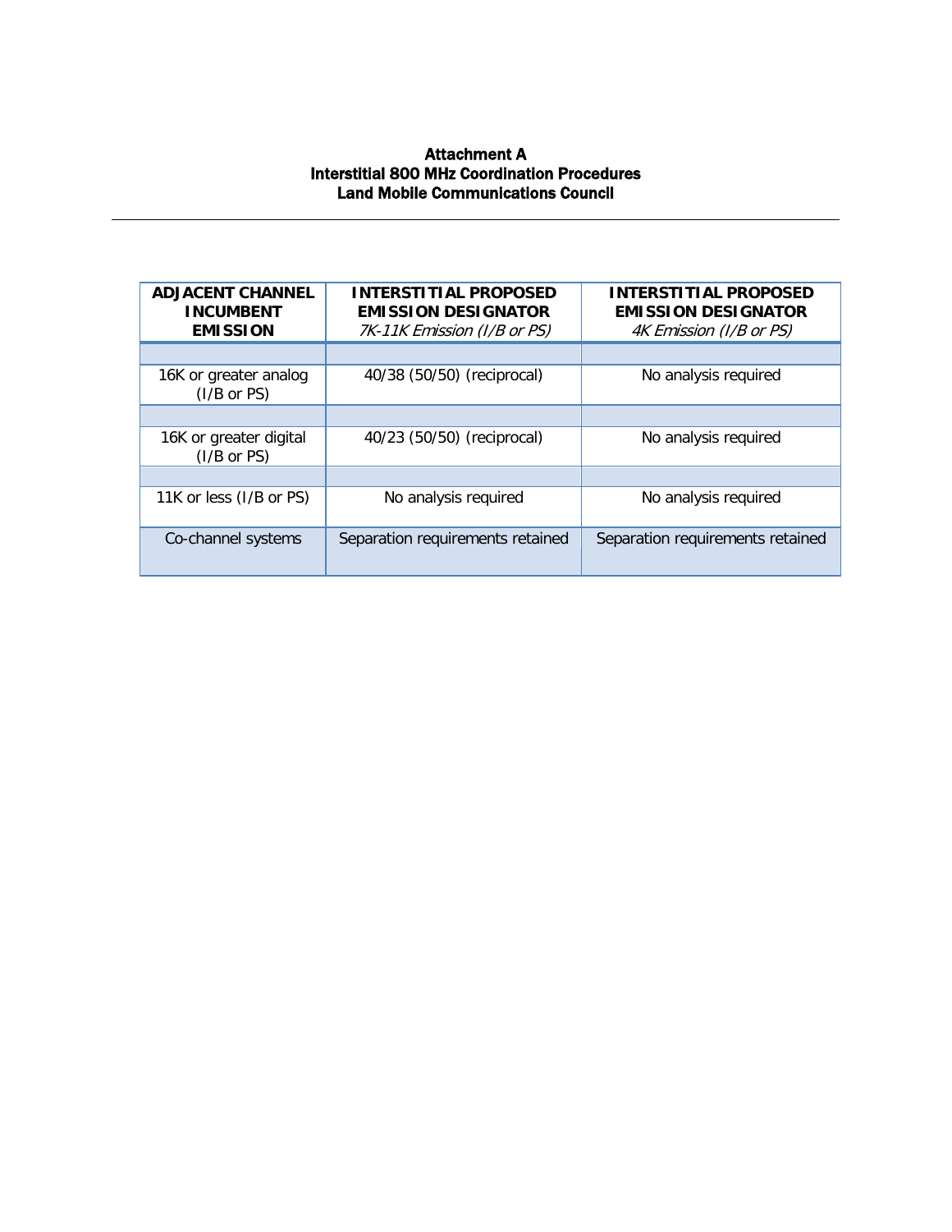**Attachment A**
**Interstitial 800 MHz Coordination Procedures**
**Land Mobile Communications Council**

---

| **ADJACENT CHANNEL INCUMBENT EMISSION** | **INTERSTITIAL PROPOSED EMISSION DESIGNATOR** *7K-11K Emission (I/B or PS)* | **INTERSTITIAL PROPOSED EMISSION DESIGNATOR** *4K Emission (I/B or PS)* |
|---|---|---|
| | | |
| 16K or greater analog (I/B or PS) | 40/38 (50/50) (reciprocal) | No analysis required |
| | | |
| 16K or greater digital (I/B or PS) | 40/23 (50/50) (reciprocal) | No analysis required |
| | | |
| 11K or less (I/B or PS) | No analysis required | No analysis required |
| Co-channel systems | Separation requirements retained | Separation requirements retained |